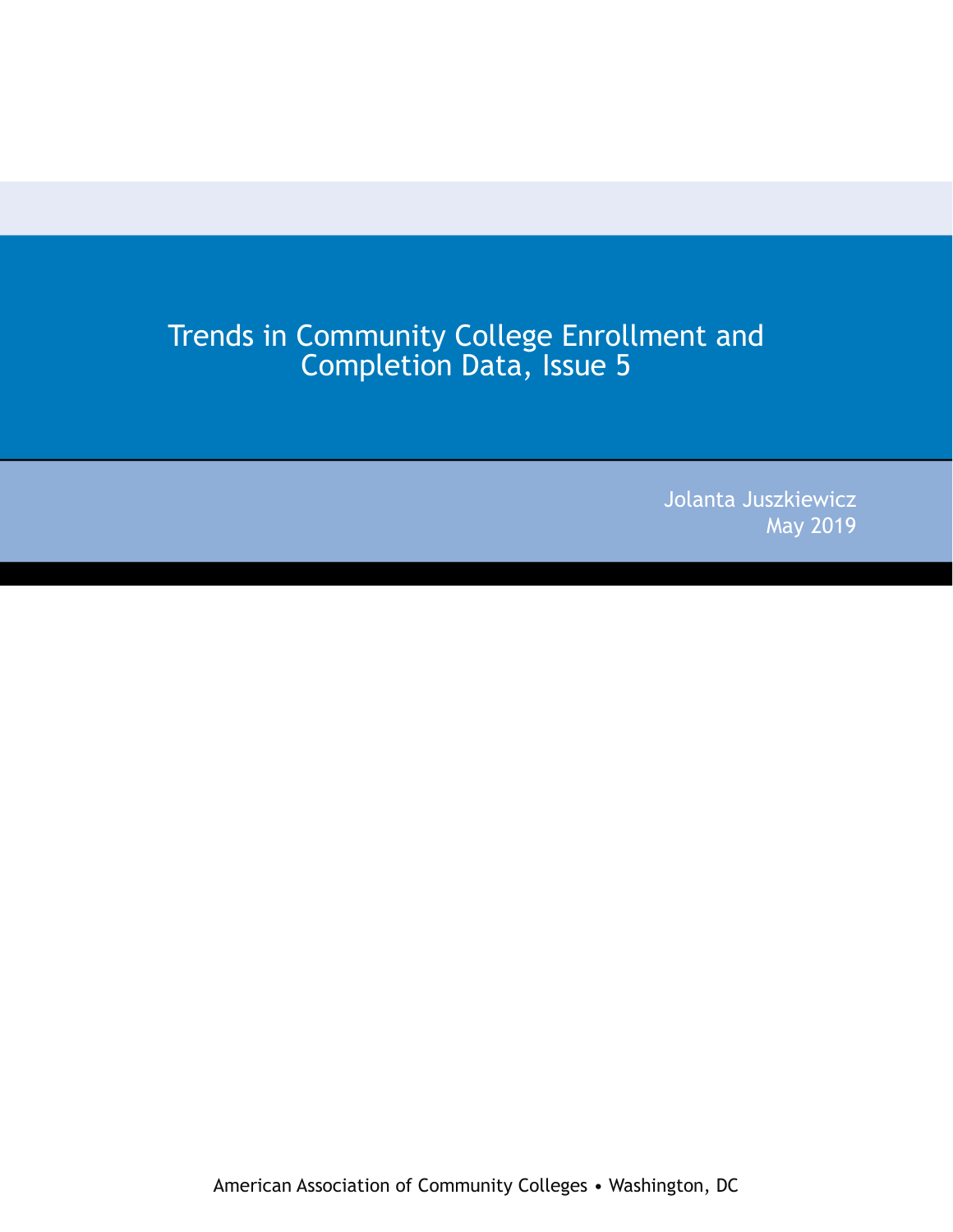# Trends in Community College Enrollment and Completion Data, Issue 5

Jolanta Juszkiewicz
May 2019

American Association of Community Colleges • Washington, DC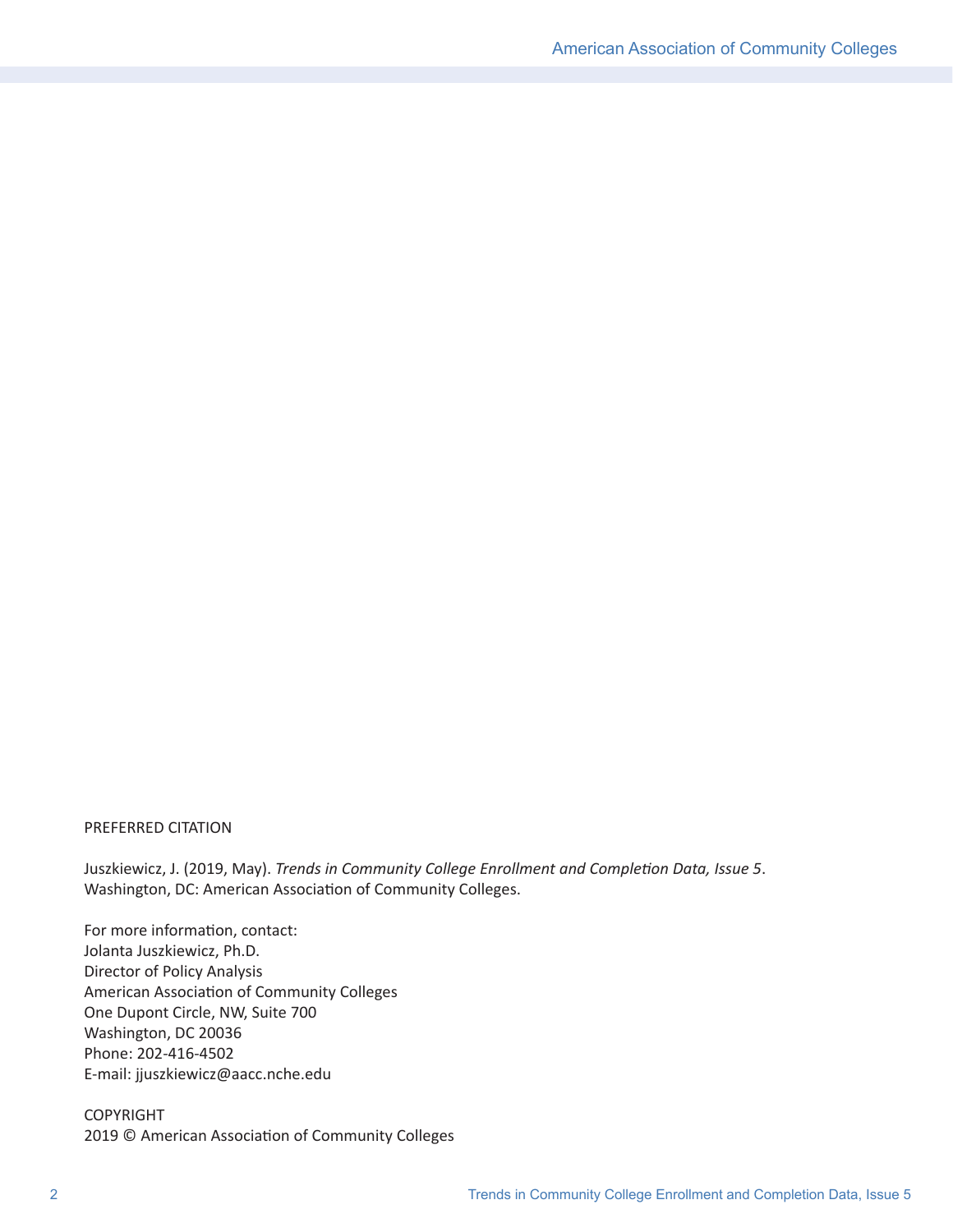PREFERRED CITATION

Juszkiewicz, J. (2019, May). *Trends in Community College Enrollment and Completion Data, Issue 5*. Washington, DC: American Association of Community Colleges.

For more information, contact:
Jolanta Juszkiewicz, Ph.D.
Director of Policy Analysis
American Association of Community Colleges
One Dupont Circle, NW, Suite 700
Washington, DC 20036
Phone: 202-416-4502
E-mail: jjuszkiewicz@aacc.nche.edu

COPYRIGHT
2019 © American Association of Community Colleges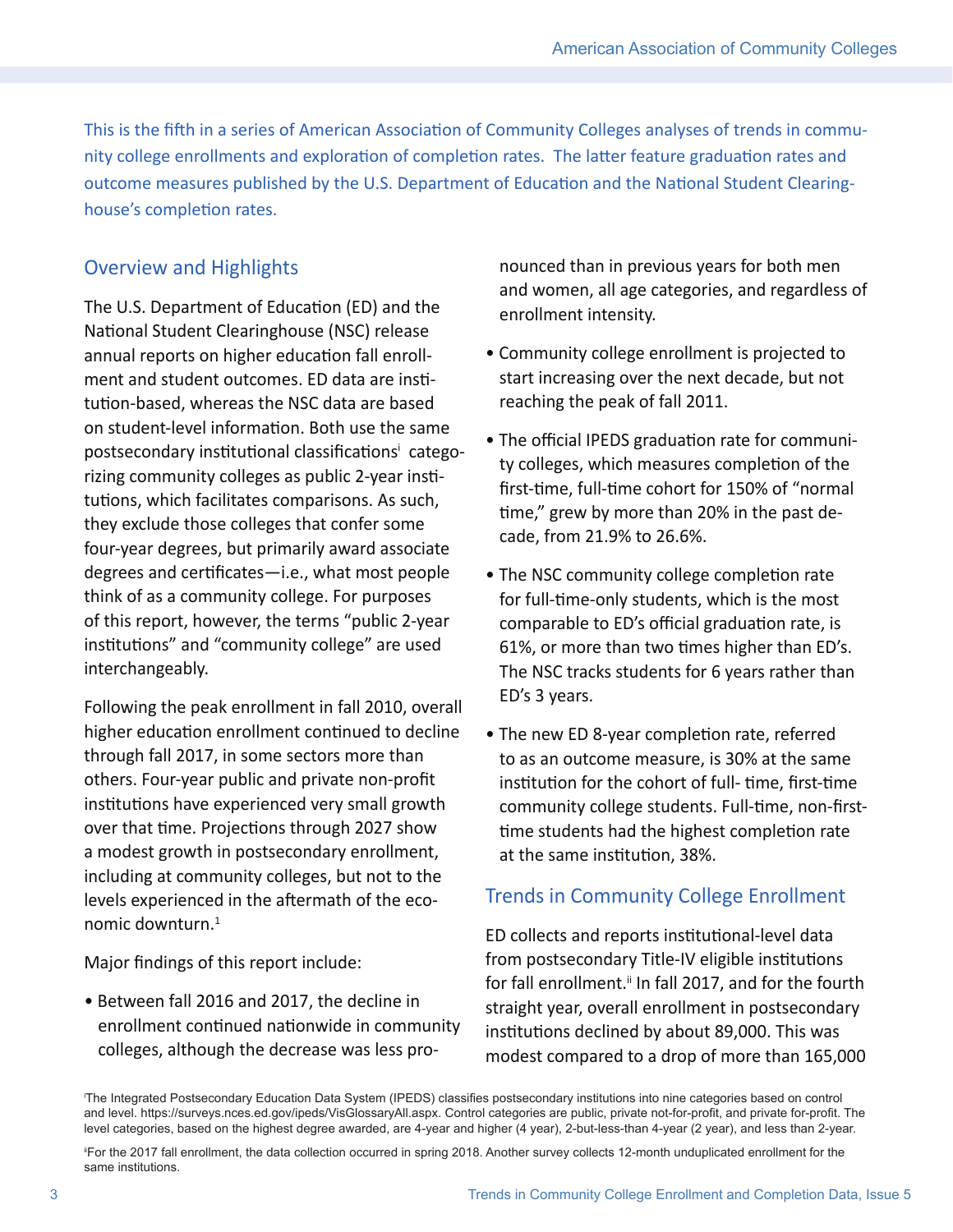This is the fifth in a series of American Association of Community Colleges analyses of trends in community college enrollments and exploration of completion rates. The latter feature graduation rates and outcome measures published by the U.S. Department of Education and the National Student Clearinghouse's completion rates.

## Overview and Highlights

The U.S. Department of Education (ED) and the National Student Clearinghouse (NSC) release annual reports on higher education fall enrollment and student outcomes. ED data are institution-based, whereas the NSC data are based on student-level information. Both use the same postsecondary institutional classifications[i] categorizing community colleges as public 2-year institutions, which facilitates comparisons. As such, they exclude those colleges that confer some four-year degrees, but primarily award associate degrees and certificates—i.e., what most people think of as a community college. For purposes of this report, however, the terms "public 2-year institutions" and "community college" are used interchangeably.

Following the peak enrollment in fall 2010, overall higher education enrollment continued to decline through fall 2017, in some sectors more than others. Four-year public and private non-profit institutions have experienced very small growth over that time. Projections through 2027 show a modest growth in postsecondary enrollment, including at community colleges, but not to the levels experienced in the aftermath of the economic downturn.[1]

Major findings of this report include:

- Between fall 2016 and 2017, the decline in enrollment continued nationwide in community colleges, although the decrease was less pronounced than in previous years for both men and women, all age categories, and regardless of enrollment intensity.
- Community college enrollment is projected to start increasing over the next decade, but not reaching the peak of fall 2011.
- The official IPEDS graduation rate for community colleges, which measures completion of the first-time, full-time cohort for 150% of "normal time," grew by more than 20% in the past decade, from 21.9% to 26.6%.
- The NSC community college completion rate for full-time-only students, which is the most comparable to ED's official graduation rate, is 61%, or more than two times higher than ED's. The NSC tracks students for 6 years rather than ED's 3 years.
- The new ED 8-year completion rate, referred to as an outcome measure, is 30% at the same institution for the cohort of full- time, first-time community college students. Full-time, non-first-time students had the highest completion rate at the same institution, 38%.

## Trends in Community College Enrollment

ED collects and reports institutional-level data from postsecondary Title-IV eligible institutions for fall enrollment.[ii] In fall 2017, and for the fourth straight year, overall enrollment in postsecondary institutions declined by about 89,000. This was modest compared to a drop of more than 165,000

---

[i] The Integrated Postsecondary Education Data System (IPEDS) classifies postsecondary institutions into nine categories based on control and level. https://surveys.nces.ed.gov/ipeds/VisGlossaryAll.aspx. Control categories are public, private not-for-profit, and private for-profit. The level categories, based on the highest degree awarded, are 4-year and higher (4 year), 2-but-less-than 4-year (2 year), and less than 2-year.

[ii] For the 2017 fall enrollment, the data collection occurred in spring 2018. Another survey collects 12-month unduplicated enrollment for the same institutions.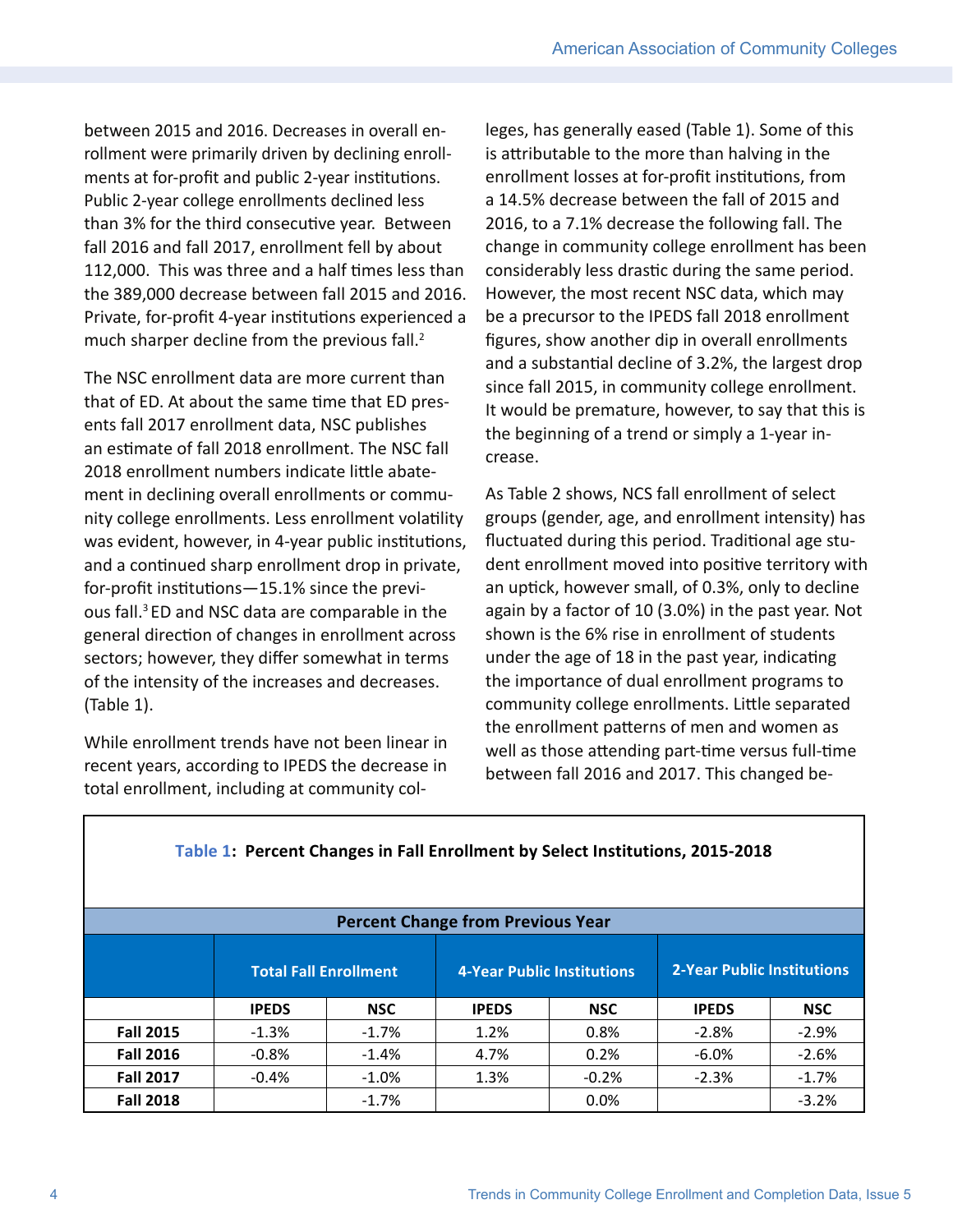between 2015 and 2016. Decreases in overall enrollment were primarily driven by declining enrollments at for-profit and public 2-year institutions. Public 2-year college enrollments declined less than 3% for the third consecutive year. Between fall 2016 and fall 2017, enrollment fell by about 112,000. This was three and a half times less than the 389,000 decrease between fall 2015 and 2016. Private, for-profit 4-year institutions experienced a much sharper decline from the previous fall.[2]

The NSC enrollment data are more current than that of ED. At about the same time that ED presents fall 2017 enrollment data, NSC publishes an estimate of fall 2018 enrollment. The NSC fall 2018 enrollment numbers indicate little abatement in declining overall enrollments or community college enrollments. Less enrollment volatility was evident, however, in 4-year public institutions, and a continued sharp enrollment drop in private, for-profit institutions—15.1% since the previous fall.[3] ED and NSC data are comparable in the general direction of changes in enrollment across sectors; however, they differ somewhat in terms of the intensity of the increases and decreases. (Table 1).

While enrollment trends have not been linear in recent years, according to IPEDS the decrease in total enrollment, including at community colleges, has generally eased (Table 1). Some of this is attributable to the more than halving in the enrollment losses at for-profit institutions, from a 14.5% decrease between the fall of 2015 and 2016, to a 7.1% decrease the following fall. The change in community college enrollment has been considerably less drastic during the same period. However, the most recent NSC data, which may be a precursor to the IPEDS fall 2018 enrollment figures, show another dip in overall enrollments and a substantial decline of 3.2%, the largest drop since fall 2015, in community college enrollment. It would be premature, however, to say that this is the beginning of a trend or simply a 1-year increase.

As Table 2 shows, NCS fall enrollment of select groups (gender, age, and enrollment intensity) has fluctuated during this period. Traditional age student enrollment moved into positive territory with an uptick, however small, of 0.3%, only to decline again by a factor of 10 (3.0%) in the past year. Not shown is the 6% rise in enrollment of students under the age of 18 in the past year, indicating the importance of dual enrollment programs to community college enrollments. Little separated the enrollment patterns of men and women as well as those attending part-time versus full-time between fall 2016 and 2017. This changed be-

**Table 1: Percent Changes in Fall Enrollment by Select Institutions, 2015-2018**

| | Percent Change from Previous Year | | | | | |
|---|---|---|---|---|---|---|
| | Total Fall Enrollment | | 4-Year Public Institutions | | 2-Year Public Institutions | |
| | IPEDS | NSC | IPEDS | NSC | IPEDS | NSC |
| **Fall 2015** | -1.3% | -1.7% | 1.2% | 0.8% | -2.8% | -2.9% |
| **Fall 2016** | -0.8% | -1.4% | 4.7% | 0.2% | -6.0% | -2.6% |
| **Fall 2017** | -0.4% | -1.0% | 1.3% | -0.2% | -2.3% | -1.7% |
| **Fall 2018** | | -1.7% | | 0.0% | | -3.2% |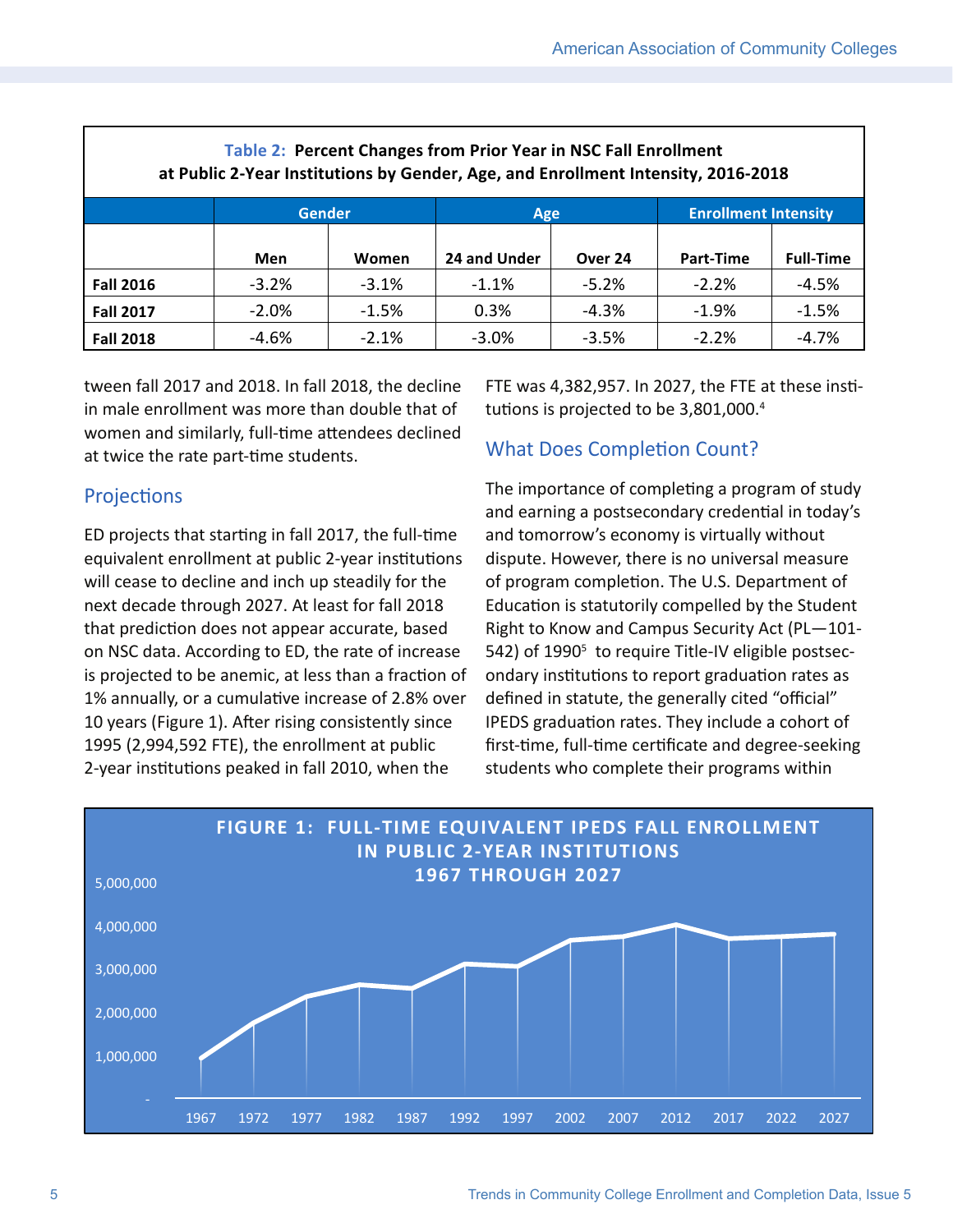**Table 2: Percent Changes from Prior Year in NSC Fall Enrollment at Public 2-Year Institutions by Gender, Age, and Enrollment Intensity, 2016-2018**

| | Gender | | Age | | Enrollment Intensity | |
|---|---|---|---|---|---|---|
| | Men | Women | 24 and Under | Over 24 | Part-Time | Full-Time |
| **Fall 2016** | -3.2% | -3.1% | -1.1% | -5.2% | -2.2% | -4.5% |
| **Fall 2017** | -2.0% | -1.5% | 0.3% | -4.3% | -1.9% | -1.5% |
| **Fall 2018** | -4.6% | -2.1% | -3.0% | -3.5% | -2.2% | -4.7% |

tween fall 2017 and 2018. In fall 2018, the decline in male enrollment was more than double that of women and similarly, full-time attendees declined at twice the rate part-time students.

## Projections

ED projects that starting in fall 2017, the full-time equivalent enrollment at public 2-year institutions will cease to decline and inch up steadily for the next decade through 2027. At least for fall 2018 that prediction does not appear accurate, based on NSC data. According to ED, the rate of increase is projected to be anemic, at less than a fraction of 1% annually, or a cumulative increase of 2.8% over 10 years (Figure 1). After rising consistently since 1995 (2,994,592 FTE), the enrollment at public 2-year institutions peaked in fall 2010, when the FTE was 4,382,957. In 2027, the FTE at these institutions is projected to be 3,801,000.[4]

## What Does Completion Count?

The importance of completing a program of study and earning a postsecondary credential in today's and tomorrow's economy is virtually without dispute. However, there is no universal measure of program completion. The U.S. Department of Education is statutorily compelled by the Student Right to Know and Campus Security Act (PL—101-542) of 1990[5] to require Title-IV eligible postsecondary institutions to report graduation rates as defined in statute, the generally cited "official" IPEDS graduation rates. They include a cohort of first-time, full-time certificate and degree-seeking students who complete their programs within

**FIGURE 1: FULL-TIME EQUIVALENT IPEDS FALL ENROLLMENT IN PUBLIC 2-YEAR INSTITUTIONS 1967 THROUGH 2027**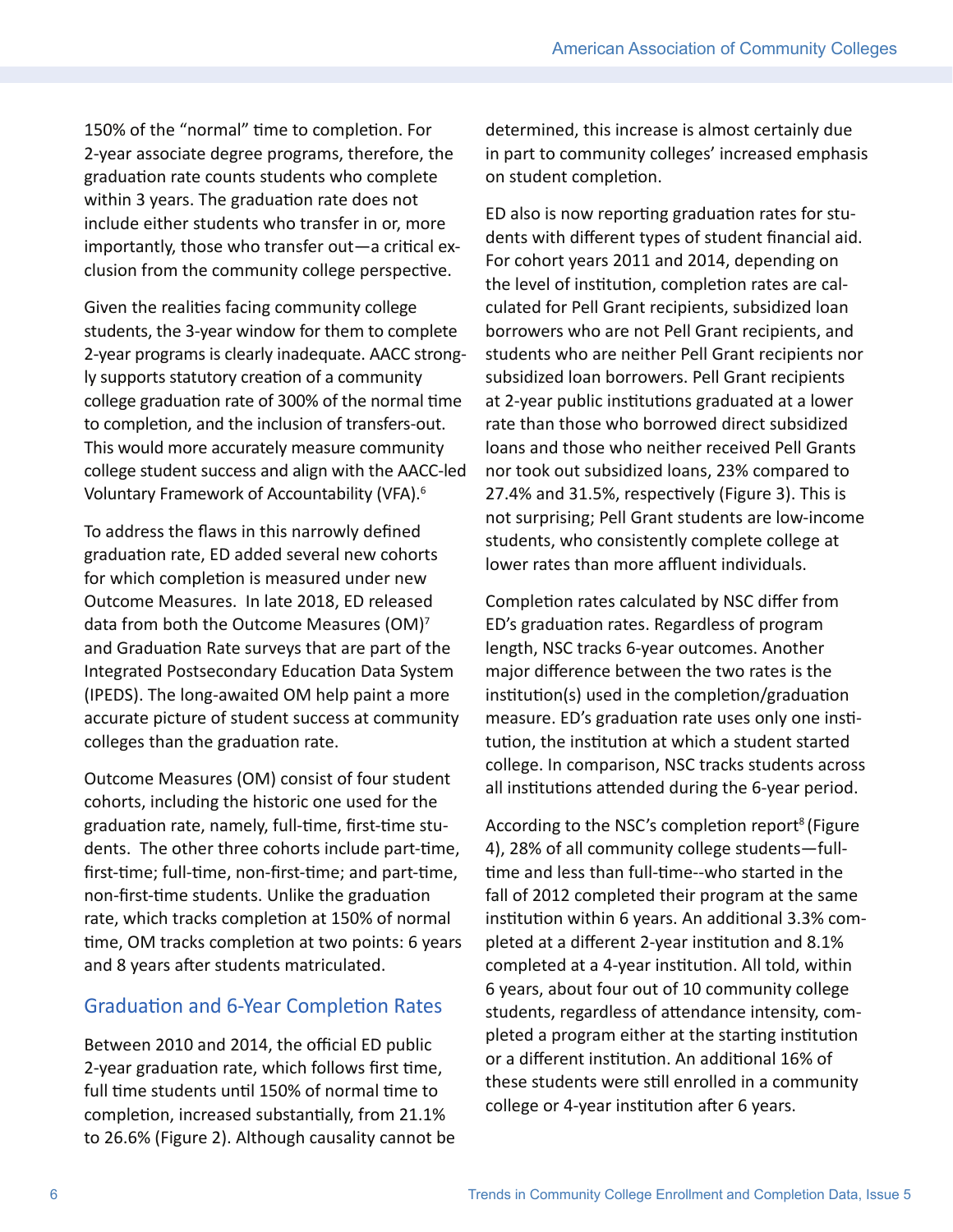150% of the "normal" time to completion. For 2-year associate degree programs, therefore, the graduation rate counts students who complete within 3 years. The graduation rate does not include either students who transfer in or, more importantly, those who transfer out—a critical exclusion from the community college perspective.

Given the realities facing community college students, the 3-year window for them to complete 2-year programs is clearly inadequate. AACC strongly supports statutory creation of a community college graduation rate of 300% of the normal time to completion, and the inclusion of transfers-out. This would more accurately measure community college student success and align with the AACC-led Voluntary Framework of Accountability (VFA).[6]

To address the flaws in this narrowly defined graduation rate, ED added several new cohorts for which completion is measured under new Outcome Measures. In late 2018, ED released data from both the Outcome Measures (OM)[7] and Graduation Rate surveys that are part of the Integrated Postsecondary Education Data System (IPEDS). The long-awaited OM help paint a more accurate picture of student success at community colleges than the graduation rate.

Outcome Measures (OM) consist of four student cohorts, including the historic one used for the graduation rate, namely, full-time, first-time students. The other three cohorts include part-time, first-time; full-time, non-first-time; and part-time, non-first-time students. Unlike the graduation rate, which tracks completion at 150% of normal time, OM tracks completion at two points: 6 years and 8 years after students matriculated.

## Graduation and 6-Year Completion Rates

Between 2010 and 2014, the official ED public 2-year graduation rate, which follows first time, full time students until 150% of normal time to completion, increased substantially, from 21.1% to 26.6% (Figure 2). Although causality cannot be determined, this increase is almost certainly due in part to community colleges' increased emphasis on student completion.

ED also is now reporting graduation rates for students with different types of student financial aid. For cohort years 2011 and 2014, depending on the level of institution, completion rates are calculated for Pell Grant recipients, subsidized loan borrowers who are not Pell Grant recipients, and students who are neither Pell Grant recipients nor subsidized loan borrowers. Pell Grant recipients at 2-year public institutions graduated at a lower rate than those who borrowed direct subsidized loans and those who neither received Pell Grants nor took out subsidized loans, 23% compared to 27.4% and 31.5%, respectively (Figure 3). This is not surprising; Pell Grant students are low-income students, who consistently complete college at lower rates than more affluent individuals.

Completion rates calculated by NSC differ from ED's graduation rates. Regardless of program length, NSC tracks 6-year outcomes. Another major difference between the two rates is the institution(s) used in the completion/graduation measure. ED's graduation rate uses only one institution, the institution at which a student started college. In comparison, NSC tracks students across all institutions attended during the 6-year period.

According to the NSC's completion report[8] (Figure 4), 28% of all community college students—full-time and less than full-time--who started in the fall of 2012 completed their program at the same institution within 6 years. An additional 3.3% completed at a different 2-year institution and 8.1% completed at a 4-year institution. All told, within 6 years, about four out of 10 community college students, regardless of attendance intensity, completed a program either at the starting institution or a different institution. An additional 16% of these students were still enrolled in a community college or 4-year institution after 6 years.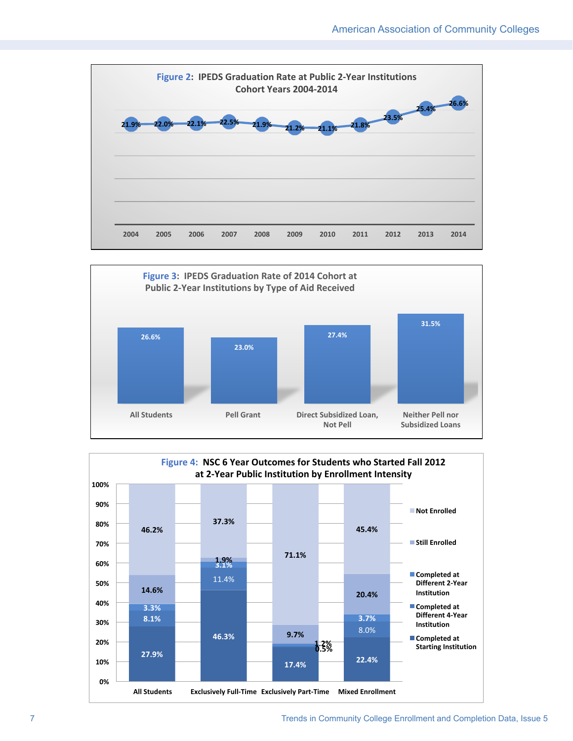**Figure 2: IPEDS Graduation Rate at Public 2-Year Institutions Cohort Years 2004-2014**

| 2004 | 2005 | 2006 | 2007 | 2008 | 2009 | 2010 | 2011 | 2012 | 2013 | 2014 |
|---|---|---|---|---|---|---|---|---|---|---|
| 21.9% | 22.0% | 22.1% | 22.5% | 21.9% | 21.2% | 21.1% | 21.8% | 23.5% | 25.4% | 26.6% |

**Figure 3: IPEDS Graduation Rate of 2014 Cohort at Public 2-Year Institutions by Type of Aid Received**

| All Students | Pell Grant | Direct Subsidized Loan, Not Pell | Neither Pell nor Subsidized Loans |
|---|---|---|---|
| 26.6% | 23.0% | 27.4% | 31.5% |

**Figure 4: NSC 6 Year Outcomes for Students who Started Fall 2012 at 2-Year Public Institution by Enrollment Intensity**

| | All Students | Exclusively Full-Time | Exclusively Part-Time | Mixed Enrollment |
|---|---|---|---|---|
| Not Enrolled | 46.2% | 37.3% | 71.1% | 45.4% |
| Still Enrolled | 14.6% | 1.9% | 9.7% | 20.4% |
| Completed at Different 2-Year Institution | 3.3% | 3.1% | 1.2% | 3.7% |
| Completed at Different 4-Year Institution | 8.1% | 11.4% | 0.5% | 8.0% |
| Completed at Starting Institution | 27.9% | 46.3% | 17.4% | 22.4% |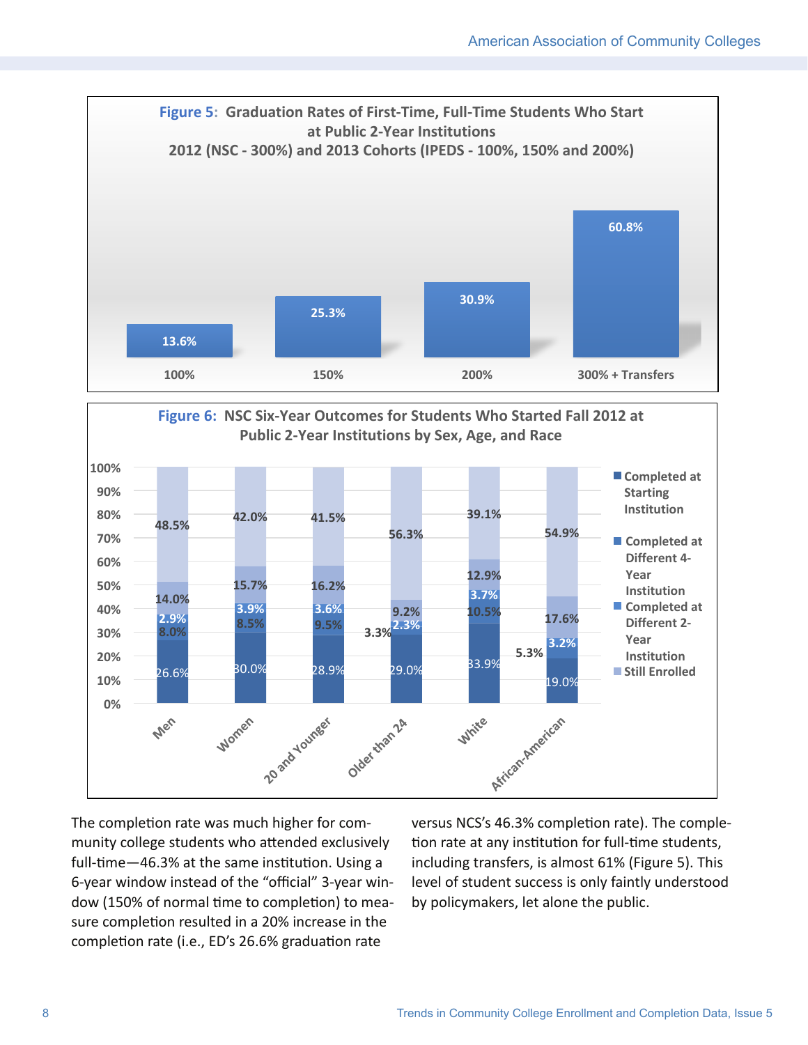**Figure 5:** Graduation Rates of First-Time, Full-Time Students Who Start at Public 2-Year Institutions 2012 (NSC - 300%) and 2013 Cohorts (IPEDS - 100%, 150% and 200%)

| 100% | 150% | 200% | 300% + Transfers |
|---|---|---|---|
| 13.6% | 25.3% | 30.9% | 60.8% |

**Figure 6:** NSC Six-Year Outcomes for Students Who Started Fall 2012 at Public 2-Year Institutions by Sex, Age, and Race

| | Men | Women | 20 and Younger | Older than 24 | White | African-American |
|---|---|---|---|---|---|---|
| Completed at Starting Institution | 26.6% | 30.0% | 28.9% | 29.0% | 33.9% | 19.0% |
| Completed at Different 4-Year Institution | 8.0% | 8.5% | 9.5% | 3.3% | 10.5% | 5.3% |
| Completed at Different 2-Year Institution | 2.9% | 3.9% | 3.6% | 2.3% | 3.7% | 3.2% |
| Still Enrolled | 14.0% | 15.7% | 16.2% | 9.2% | 12.9% | 17.6% |
| (Remainder) | 48.5% | 42.0% | 41.5% | 56.3% | 39.1% | 54.9% |

The completion rate was much higher for community college students who attended exclusively full-time—46.3% at the same institution. Using a 6-year window instead of the "official" 3-year window (150% of normal time to completion) to measure completion resulted in a 20% increase in the completion rate (i.e., ED's 26.6% graduation rate versus NCS's 46.3% completion rate). The completion rate at any institution for full-time students, including transfers, is almost 61% (Figure 5). This level of student success is only faintly understood by policymakers, let alone the public.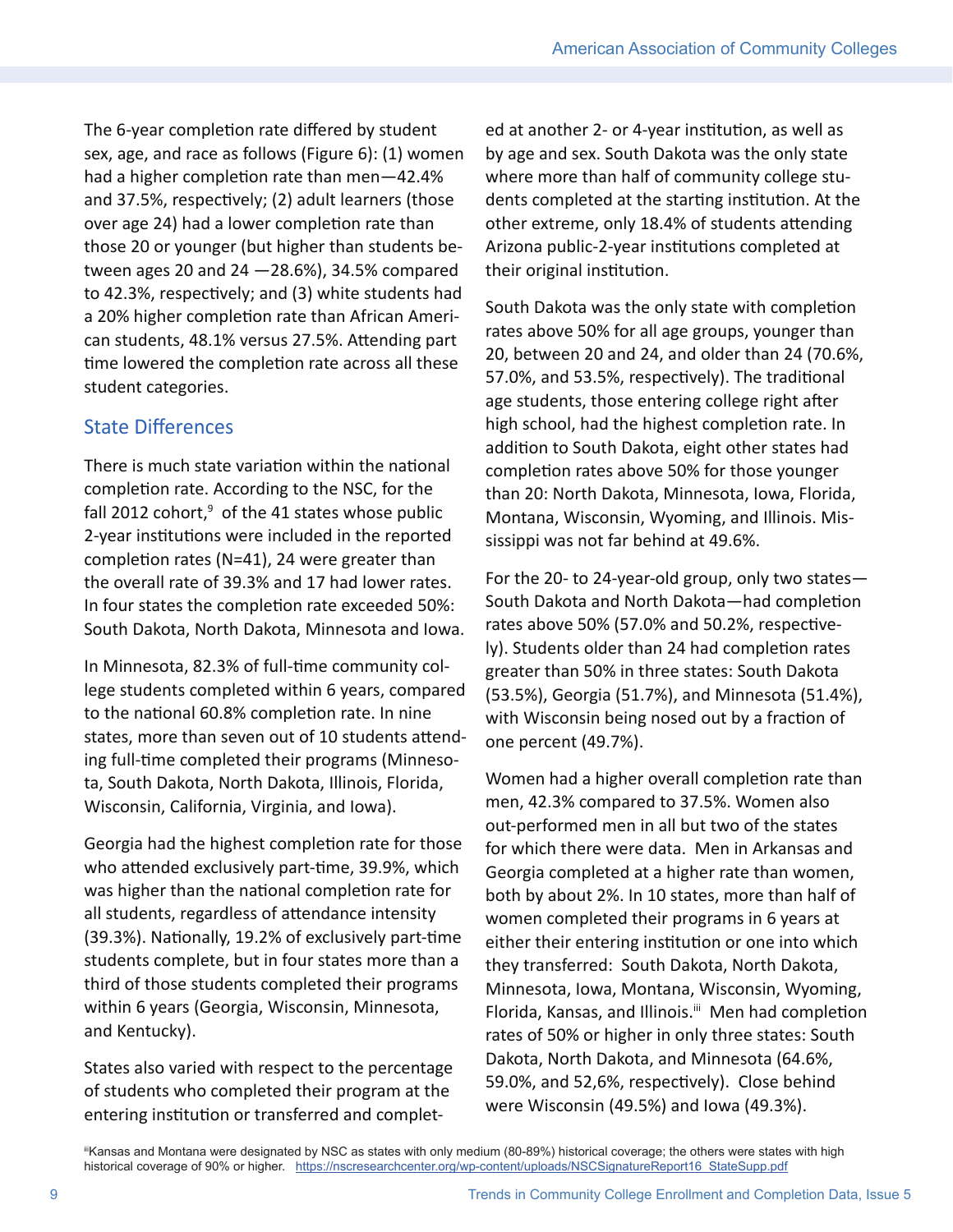The 6-year completion rate differed by student sex, age, and race as follows (Figure 6): (1) women had a higher completion rate than men—42.4% and 37.5%, respectively; (2) adult learners (those over age 24) had a lower completion rate than those 20 or younger (but higher than students between ages 20 and 24 —28.6%), 34.5% compared to 42.3%, respectively; and (3) white students had a 20% higher completion rate than African American students, 48.1% versus 27.5%. Attending part time lowered the completion rate across all these student categories.

## State Differences

There is much state variation within the national completion rate. According to the NSC, for the fall 2012 cohort,[9] of the 41 states whose public 2-year institutions were included in the reported completion rates (N=41), 24 were greater than the overall rate of 39.3% and 17 had lower rates. In four states the completion rate exceeded 50%: South Dakota, North Dakota, Minnesota and Iowa.

In Minnesota, 82.3% of full-time community college students completed within 6 years, compared to the national 60.8% completion rate. In nine states, more than seven out of 10 students attending full-time completed their programs (Minnesota, South Dakota, North Dakota, Illinois, Florida, Wisconsin, California, Virginia, and Iowa).

Georgia had the highest completion rate for those who attended exclusively part-time, 39.9%, which was higher than the national completion rate for all students, regardless of attendance intensity (39.3%). Nationally, 19.2% of exclusively part-time students complete, but in four states more than a third of those students completed their programs within 6 years (Georgia, Wisconsin, Minnesota, and Kentucky).

States also varied with respect to the percentage of students who completed their program at the entering institution or transferred and completed at another 2- or 4-year institution, as well as by age and sex. South Dakota was the only state where more than half of community college students completed at the starting institution. At the other extreme, only 18.4% of students attending Arizona public-2-year institutions completed at their original institution.

South Dakota was the only state with completion rates above 50% for all age groups, younger than 20, between 20 and 24, and older than 24 (70.6%, 57.0%, and 53.5%, respectively). The traditional age students, those entering college right after high school, had the highest completion rate. In addition to South Dakota, eight other states had completion rates above 50% for those younger than 20: North Dakota, Minnesota, Iowa, Florida, Montana, Wisconsin, Wyoming, and Illinois. Mississippi was not far behind at 49.6%.

For the 20- to 24-year-old group, only two states—South Dakota and North Dakota—had completion rates above 50% (57.0% and 50.2%, respectively). Students older than 24 had completion rates greater than 50% in three states: South Dakota (53.5%), Georgia (51.7%), and Minnesota (51.4%), with Wisconsin being nosed out by a fraction of one percent (49.7%).

Women had a higher overall completion rate than men, 42.3% compared to 37.5%. Women also out-performed men in all but two of the states for which there were data. Men in Arkansas and Georgia completed at a higher rate than women, both by about 2%. In 10 states, more than half of women completed their programs in 6 years at either their entering institution or one into which they transferred: South Dakota, North Dakota, Minnesota, Iowa, Montana, Wisconsin, Wyoming, Florida, Kansas, and Illinois.[iii] Men had completion rates of 50% or higher in only three states: South Dakota, North Dakota, and Minnesota (64.6%, 59.0%, and 52,6%, respectively). Close behind were Wisconsin (49.5%) and Iowa (49.3%).

[iii] Kansas and Montana were designated by NSC as states with only medium (80-89%) historical coverage; the others were states with high historical coverage of 90% or higher. https://nscresearchcenter.org/wp-content/uploads/NSCSignatureReport16_StateSupp.pdf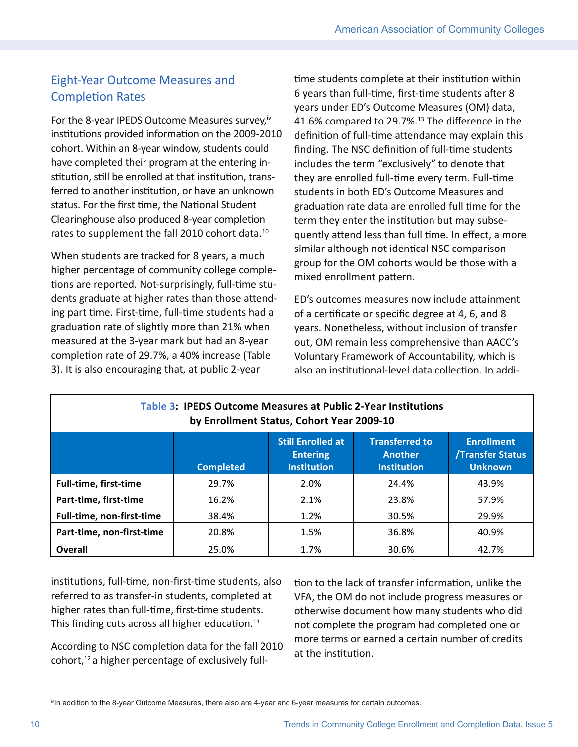## Eight-Year Outcome Measures and Completion Rates

For the 8-year IPEDS Outcome Measures survey,[iv] institutions provided information on the 2009-2010 cohort. Within an 8-year window, students could have completed their program at the entering institution, still be enrolled at that institution, transferred to another institution, or have an unknown status. For the first time, the National Student Clearinghouse also produced 8-year completion rates to supplement the fall 2010 cohort data.[10]

When students are tracked for 8 years, a much higher percentage of community college completions are reported. Not-surprisingly, full-time students graduate at higher rates than those attending part time. First-time, full-time students had a graduation rate of slightly more than 21% when measured at the 3-year mark but had an 8-year completion rate of 29.7%, a 40% increase (Table 3). It is also encouraging that, at public 2-year institutions, full-time, non-first-time students, also referred to as transfer-in students, completed at higher rates than full-time, first-time students. This finding cuts across all higher education.[11]

According to NSC completion data for the fall 2010 cohort,[12] a higher percentage of exclusively full-time students complete at their institution within 6 years than full-time, first-time students after 8 years under ED's Outcome Measures (OM) data, 41.6% compared to 29.7%.[13] The difference in the definition of full-time attendance may explain this finding. The NSC definition of full-time students includes the term "exclusively" to denote that they are enrolled full-time every term. Full-time students in both ED's Outcome Measures and graduation rate data are enrolled full time for the term they enter the institution but may subsequently attend less than full time. In effect, a more similar although not identical NSC comparison group for the OM cohorts would be those with a mixed enrollment pattern.

ED's outcomes measures now include attainment of a certificate or specific degree at 4, 6, and 8 years. Nonetheless, without inclusion of transfer out, OM remain less comprehensive than AACC's Voluntary Framework of Accountability, which is also an institutional-level data collection. In addition to the lack of transfer information, unlike the VFA, the OM do not include progress measures or otherwise document how many students who did not complete the program had completed one or more terms or earned a certain number of credits at the institution.

**Table 3: IPEDS Outcome Measures at Public 2-Year Institutions by Enrollment Status, Cohort Year 2009-10**

| | Completed | Still Enrolled at Entering Institution | Transferred to Another Institution | Enrollment /Transfer Status Unknown |
|---|---|---|---|---|
| **Full-time, first-time** | 29.7% | 2.0% | 24.4% | 43.9% |
| **Part-time, first-time** | 16.2% | 2.1% | 23.8% | 57.9% |
| **Full-time, non-first-time** | 38.4% | 1.2% | 30.5% | 29.9% |
| **Part-time, non-first-time** | 20.8% | 1.5% | 36.8% | 40.9% |
| **Overall** | 25.0% | 1.7% | 30.6% | 42.7% |

[iv] In addition to the 8-year Outcome Measures, there also are 4-year and 6-year measures for certain outcomes.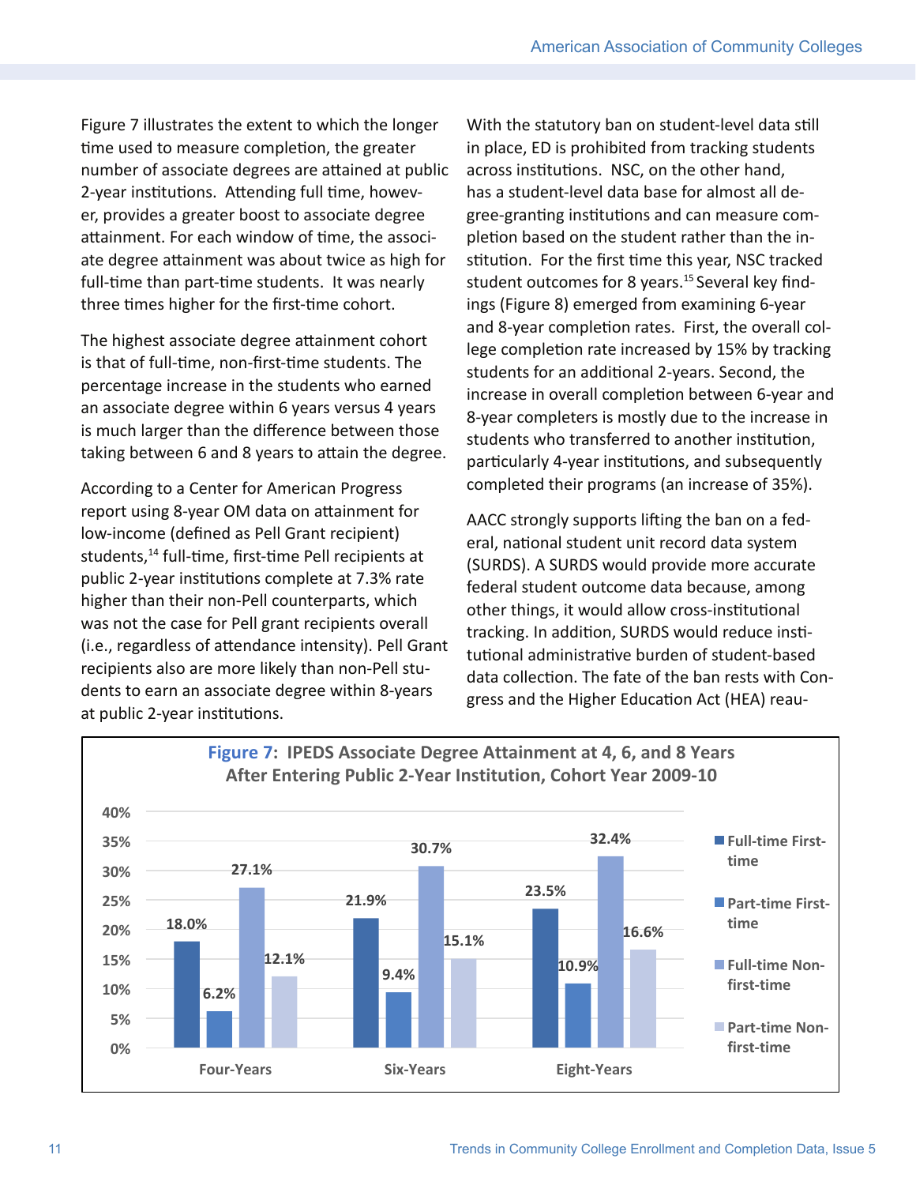Figure 7 illustrates the extent to which the longer time used to measure completion, the greater number of associate degrees are attained at public 2-year institutions. Attending full time, however, provides a greater boost to associate degree attainment. For each window of time, the associate degree attainment was about twice as high for full-time than part-time students. It was nearly three times higher for the first-time cohort.

The highest associate degree attainment cohort is that of full-time, non-first-time students. The percentage increase in the students who earned an associate degree within 6 years versus 4 years is much larger than the difference between those taking between 6 and 8 years to attain the degree.

According to a Center for American Progress report using 8-year OM data on attainment for low-income (defined as Pell Grant recipient) students,[14] full-time, first-time Pell recipients at public 2-year institutions complete at 7.3% rate higher than their non-Pell counterparts, which was not the case for Pell grant recipients overall (i.e., regardless of attendance intensity). Pell Grant recipients also are more likely than non-Pell students to earn an associate degree within 8-years at public 2-year institutions.

With the statutory ban on student-level data still in place, ED is prohibited from tracking students across institutions. NSC, on the other hand, has a student-level data base for almost all degree-granting institutions and can measure completion based on the student rather than the institution. For the first time this year, NSC tracked student outcomes for 8 years.[15] Several key findings (Figure 8) emerged from examining 6-year and 8-year completion rates. First, the overall college completion rate increased by 15% by tracking students for an additional 2-years. Second, the increase in overall completion between 6-year and 8-year completers is mostly due to the increase in students who transferred to another institution, particularly 4-year institutions, and subsequently completed their programs (an increase of 35%).

AACC strongly supports lifting the ban on a federal, national student unit record data system (SURDS). A SURDS would provide more accurate federal student outcome data because, among other things, it would allow cross-institutional tracking. In addition, SURDS would reduce institutional administrative burden of student-based data collection. The fate of the ban rests with Congress and the Higher Education Act (HEA) reau-

**Figure 7: IPEDS Associate Degree Attainment at 4, 6, and 8 Years After Entering Public 2-Year Institution, Cohort Year 2009-10**

| | Full-time First-time | Part-time First-time | Full-time Non-first-time | Part-time Non-first-time |
|---|---|---|---|---|
| Four-Years | 18.0% | 6.2% | 27.1% | 12.1% |
| Six-Years | 21.9% | 9.4% | 30.7% | 15.1% |
| Eight-Years | 23.5% | 10.9% | 32.4% | 16.6% |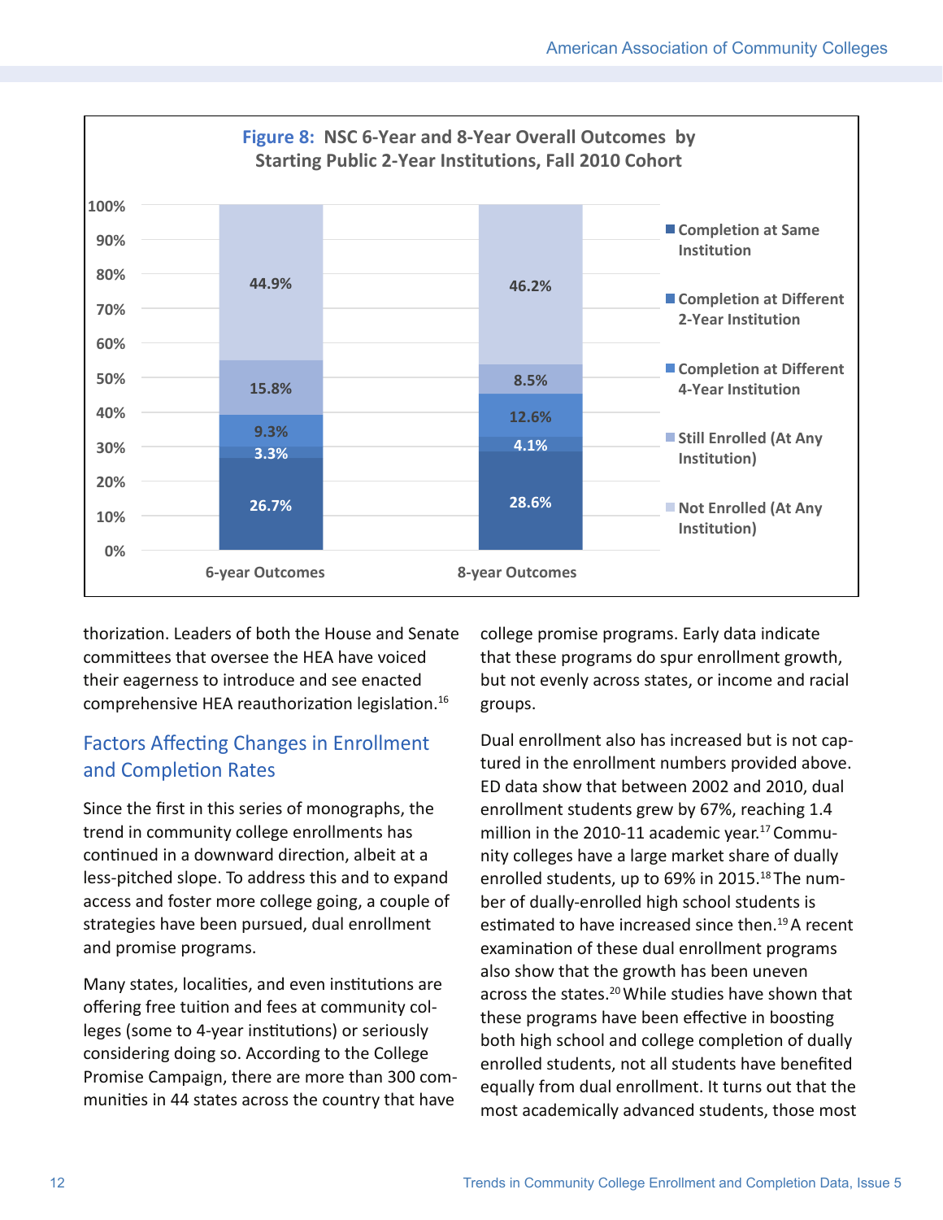**Figure 8: NSC 6-Year and 8-Year Overall Outcomes by Starting Public 2-Year Institutions, Fall 2010 Cohort**

| | 6-year Outcomes | 8-year Outcomes |
|---|---|---|
| Completion at Same Institution | 26.7% | 28.6% |
| Completion at Different 2-Year Institution | 3.3% | 4.1% |
| Completion at Different 4-Year Institution | 9.3% | 12.6% |
| Still Enrolled (At Any Institution) | 15.8% | 8.5% |
| Not Enrolled (At Any Institution) | 44.9% | 46.2% |

thorization. Leaders of both the House and Senate committees that oversee the HEA have voiced their eagerness to introduce and see enacted comprehensive HEA reauthorization legislation.[16]

## Factors Affecting Changes in Enrollment and Completion Rates

Since the first in this series of monographs, the trend in community college enrollments has continued in a downward direction, albeit at a less-pitched slope. To address this and to expand access and foster more college going, a couple of strategies have been pursued, dual enrollment and promise programs.

Many states, localities, and even institutions are offering free tuition and fees at community colleges (some to 4-year institutions) or seriously considering doing so. According to the College Promise Campaign, there are more than 300 communities in 44 states across the country that have college promise programs. Early data indicate that these programs do spur enrollment growth, but not evenly across states, or income and racial groups.

Dual enrollment also has increased but is not captured in the enrollment numbers provided above. ED data show that between 2002 and 2010, dual enrollment students grew by 67%, reaching 1.4 million in the 2010-11 academic year.[17] Community colleges have a large market share of dually enrolled students, up to 69% in 2015.[18] The number of dually-enrolled high school students is estimated to have increased since then.[19] A recent examination of these dual enrollment programs also show that the growth has been uneven across the states.[20] While studies have shown that these programs have been effective in boosting both high school and college completion of dually enrolled students, not all students have benefited equally from dual enrollment. It turns out that the most academically advanced students, those most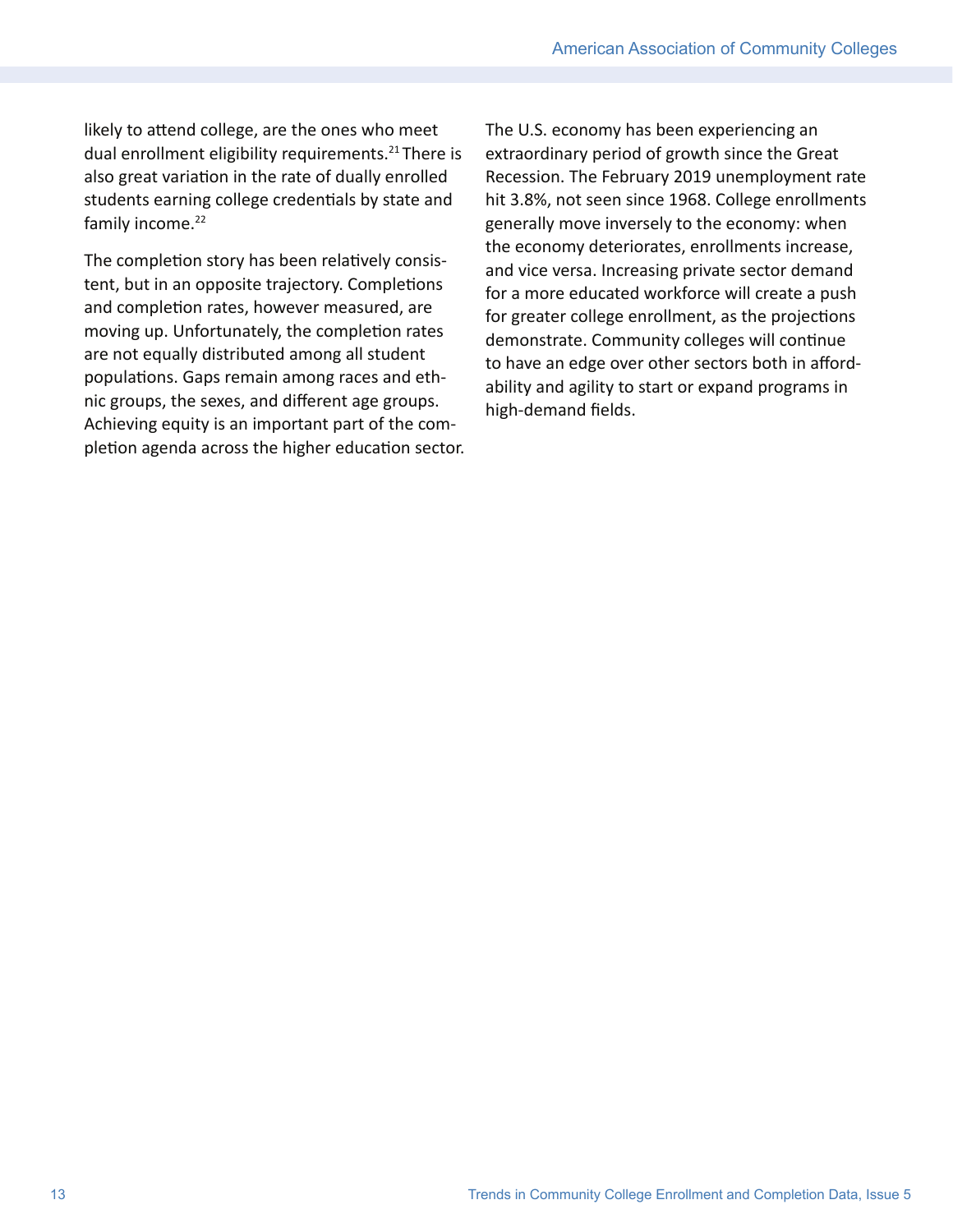likely to attend college, are the ones who meet dual enrollment eligibility requirements.[21] There is also great variation in the rate of dually enrolled students earning college credentials by state and family income.[22]

The completion story has been relatively consistent, but in an opposite trajectory. Completions and completion rates, however measured, are moving up. Unfortunately, the completion rates are not equally distributed among all student populations. Gaps remain among races and ethnic groups, the sexes, and different age groups. Achieving equity is an important part of the completion agenda across the higher education sector.

The U.S. economy has been experiencing an extraordinary period of growth since the Great Recession. The February 2019 unemployment rate hit 3.8%, not seen since 1968. College enrollments generally move inversely to the economy: when the economy deteriorates, enrollments increase, and vice versa. Increasing private sector demand for a more educated workforce will create a push for greater college enrollment, as the projections demonstrate. Community colleges will continue to have an edge over other sectors both in affordability and agility to start or expand programs in high-demand fields.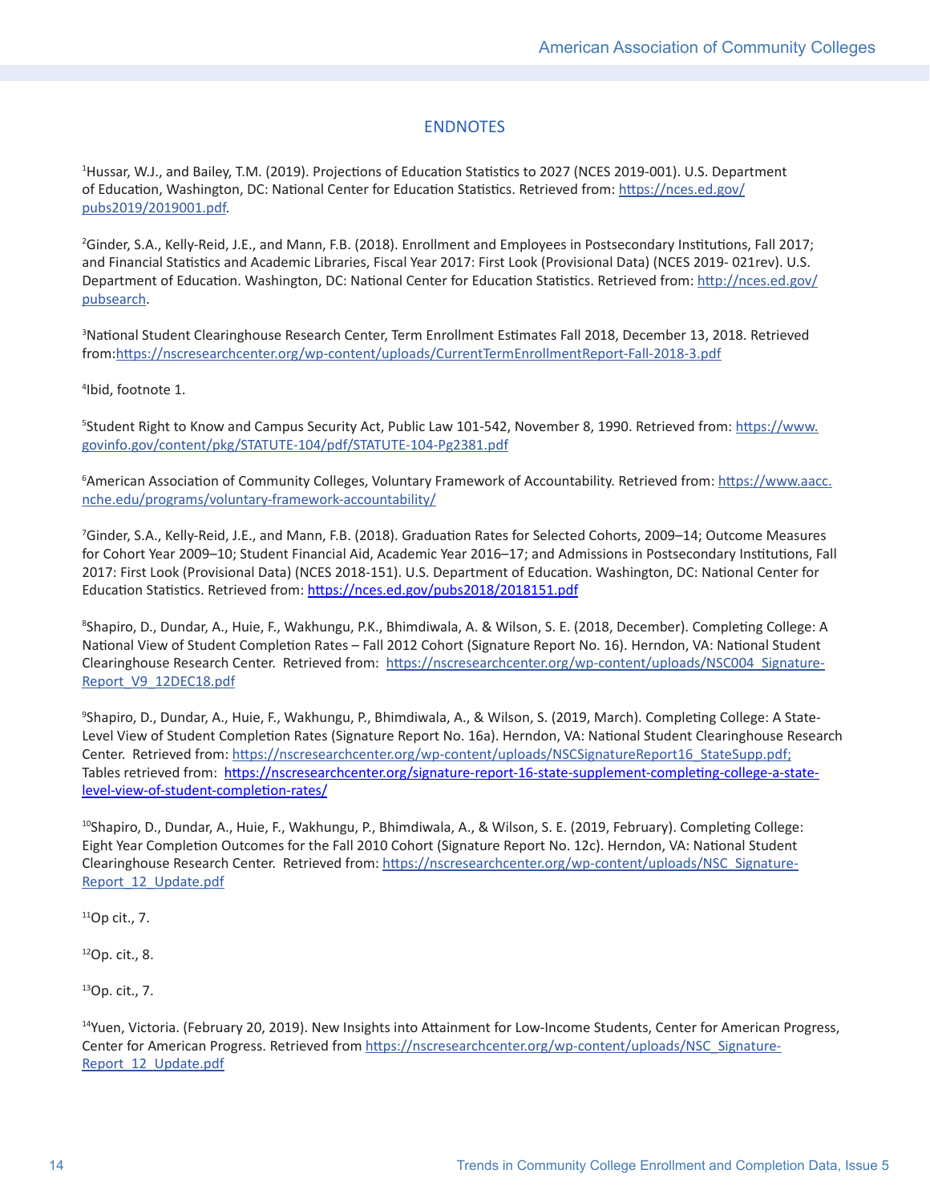## ENDNOTES

[1]Hussar, W.J., and Bailey, T.M. (2019). Projections of Education Statistics to 2027 (NCES 2019-001). U.S. Department of Education, Washington, DC: National Center for Education Statistics. Retrieved from: https://nces.ed.gov/pubs2019/2019001.pdf.

[2]Ginder, S.A., Kelly-Reid, J.E., and Mann, F.B. (2018). Enrollment and Employees in Postsecondary Institutions, Fall 2017; and Financial Statistics and Academic Libraries, Fiscal Year 2017: First Look (Provisional Data) (NCES 2019- 021rev). U.S. Department of Education. Washington, DC: National Center for Education Statistics. Retrieved from: http://nces.ed.gov/pubsearch.

[3]National Student Clearinghouse Research Center, Term Enrollment Estimates Fall 2018, December 13, 2018. Retrieved from:https://nscresearchcenter.org/wp-content/uploads/CurrentTermEnrollmentReport-Fall-2018-3.pdf

[4]Ibid, footnote 1.

[5]Student Right to Know and Campus Security Act, Public Law 101-542, November 8, 1990. Retrieved from: https://www.govinfo.gov/content/pkg/STATUTE-104/pdf/STATUTE-104-Pg2381.pdf

[6]American Association of Community Colleges, Voluntary Framework of Accountability. Retrieved from: https://www.aacc.nche.edu/programs/voluntary-framework-accountability/

[7]Ginder, S.A., Kelly-Reid, J.E., and Mann, F.B. (2018). Graduation Rates for Selected Cohorts, 2009–14; Outcome Measures for Cohort Year 2009–10; Student Financial Aid, Academic Year 2016–17; and Admissions in Postsecondary Institutions, Fall 2017: First Look (Provisional Data) (NCES 2018-151). U.S. Department of Education. Washington, DC: National Center for Education Statistics. Retrieved from: https://nces.ed.gov/pubs2018/2018151.pdf

[8]Shapiro, D., Dundar, A., Huie, F., Wakhungu, P.K., Bhimdiwala, A. & Wilson, S. E. (2018, December). Completing College: A National View of Student Completion Rates – Fall 2012 Cohort (Signature Report No. 16). Herndon, VA: National Student Clearinghouse Research Center. Retrieved from: https://nscresearchcenter.org/wp-content/uploads/NSC004_Signature-Report_V9_12DEC18.pdf

[9]Shapiro, D., Dundar, A., Huie, F., Wakhungu, P., Bhimdiwala, A., & Wilson, S. (2019, March). Completing College: A State-Level View of Student Completion Rates (Signature Report No. 16a). Herndon, VA: National Student Clearinghouse Research Center. Retrieved from: https://nscresearchcenter.org/wp-content/uploads/NSCSignatureReport16_StateSupp.pdf; Tables retrieved from: https://nscresearchcenter.org/signature-report-16-state-supplement-completing-college-a-state-level-view-of-student-completion-rates/

[10]Shapiro, D., Dundar, A., Huie, F., Wakhungu, P., Bhimdiwala, A., & Wilson, S. E. (2019, February). Completing College: Eight Year Completion Outcomes for the Fall 2010 Cohort (Signature Report No. 12c). Herndon, VA: National Student Clearinghouse Research Center. Retrieved from: https://nscresearchcenter.org/wp-content/uploads/NSC_Signature-Report_12_Update.pdf

[11]Op cit., 7.

[12]Op. cit., 8.

[13]Op. cit., 7.

[14]Yuen, Victoria. (February 20, 2019). New Insights into Attainment for Low-Income Students, Center for American Progress, Center for American Progress. Retrieved from https://nscresearchcenter.org/wp-content/uploads/NSC_Signature-Report_12_Update.pdf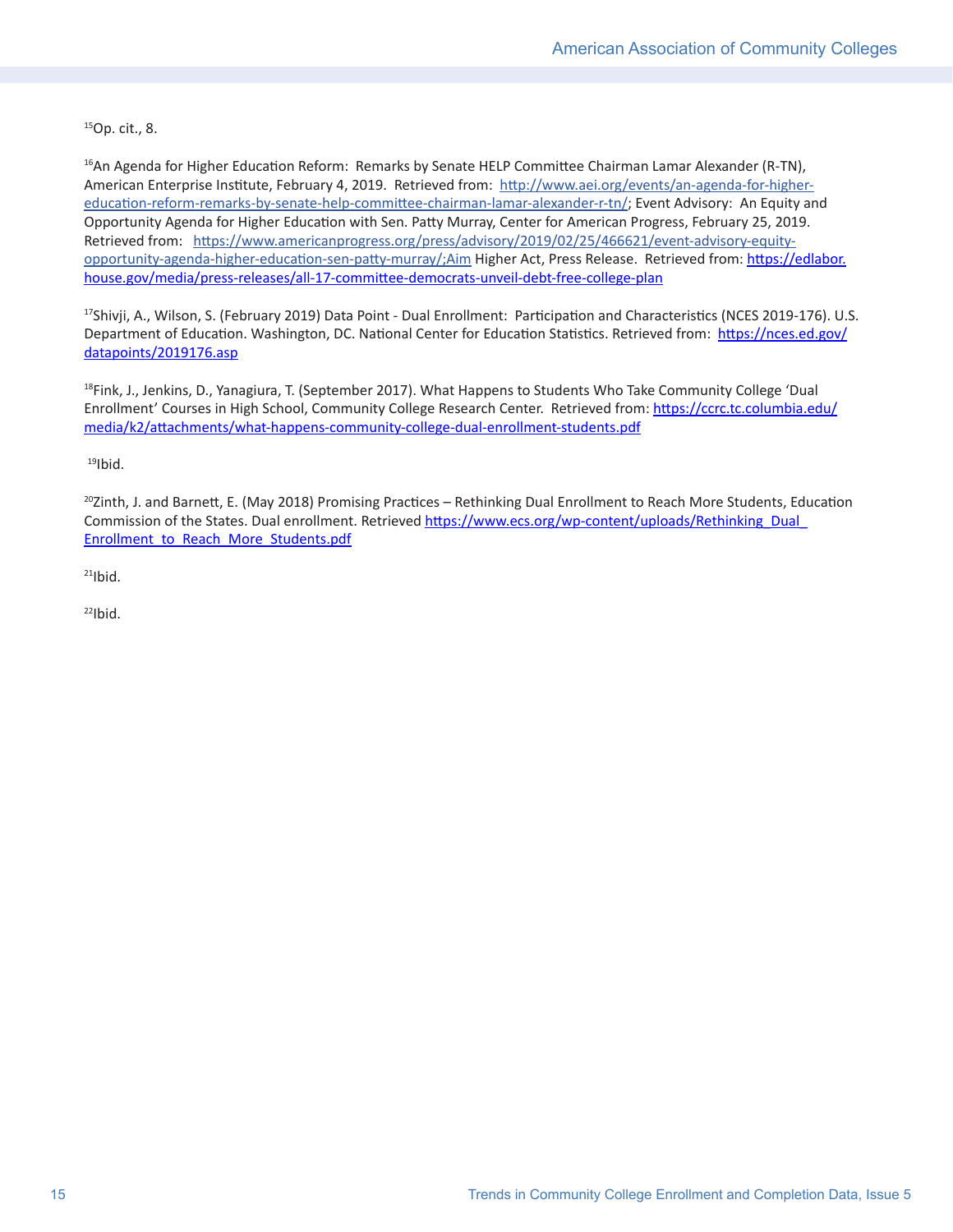[15]Op. cit., 8.

[16]An Agenda for Higher Education Reform: Remarks by Senate HELP Committee Chairman Lamar Alexander (R-TN), American Enterprise Institute, February 4, 2019. Retrieved from: http://www.aei.org/events/an-agenda-for-higher-education-reform-remarks-by-senate-help-committee-chairman-lamar-alexander-r-tn/; Event Advisory: An Equity and Opportunity Agenda for Higher Education with Sen. Patty Murray, Center for American Progress, February 25, 2019. Retrieved from: https://www.americanprogress.org/press/advisory/2019/02/25/466621/event-advisory-equity-opportunity-agenda-higher-education-sen-patty-murray/;Aim Higher Act, Press Release. Retrieved from: https://edlabor.house.gov/media/press-releases/all-17-committee-democrats-unveil-debt-free-college-plan

[17]Shivji, A., Wilson, S. (February 2019) Data Point - Dual Enrollment: Participation and Characteristics (NCES 2019-176). U.S. Department of Education. Washington, DC. National Center for Education Statistics. Retrieved from: https://nces.ed.gov/datapoints/2019176.asp

[18]Fink, J., Jenkins, D., Yanagiura, T. (September 2017). What Happens to Students Who Take Community College 'Dual Enrollment' Courses in High School, Community College Research Center. Retrieved from: https://ccrc.tc.columbia.edu/media/k2/attachments/what-happens-community-college-dual-enrollment-students.pdf

[19]Ibid.

[20]Zinth, J. and Barnett, E. (May 2018) Promising Practices – Rethinking Dual Enrollment to Reach More Students, Education Commission of the States. Dual enrollment. Retrieved https://www.ecs.org/wp-content/uploads/Rethinking_Dual_Enrollment_to_Reach_More_Students.pdf

[21]Ibid.

[22]Ibid.